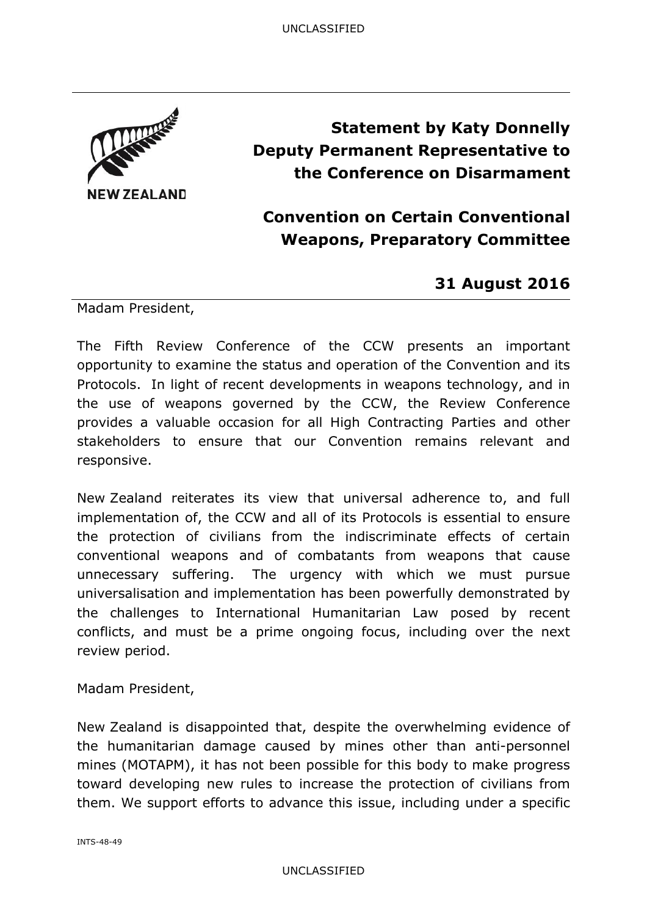**Statement by Katy Donnelly**
**Deputy Permanent Representative to the Conference on Disarmament**

**Convention on Certain Conventional Weapons, Preparatory Committee**

**31 August 2016**

Madam President,

The Fifth Review Conference of the CCW presents an important opportunity to examine the status and operation of the Convention and its Protocols. In light of recent developments in weapons technology, and in the use of weapons governed by the CCW, the Review Conference provides a valuable occasion for all High Contracting Parties and other stakeholders to ensure that our Convention remains relevant and responsive.

New Zealand reiterates its view that universal adherence to, and full implementation of, the CCW and all of its Protocols is essential to ensure the protection of civilians from the indiscriminate effects of certain conventional weapons and of combatants from weapons that cause unnecessary suffering. The urgency with which we must pursue universalisation and implementation has been powerfully demonstrated by the challenges to International Humanitarian Law posed by recent conflicts, and must be a prime ongoing focus, including over the next review period.

Madam President,

New Zealand is disappointed that, despite the overwhelming evidence of the humanitarian damage caused by mines other than anti-personnel mines (MOTAPM), it has not been possible for this body to make progress toward developing new rules to increase the protection of civilians from them. We support efforts to advance this issue, including under a specific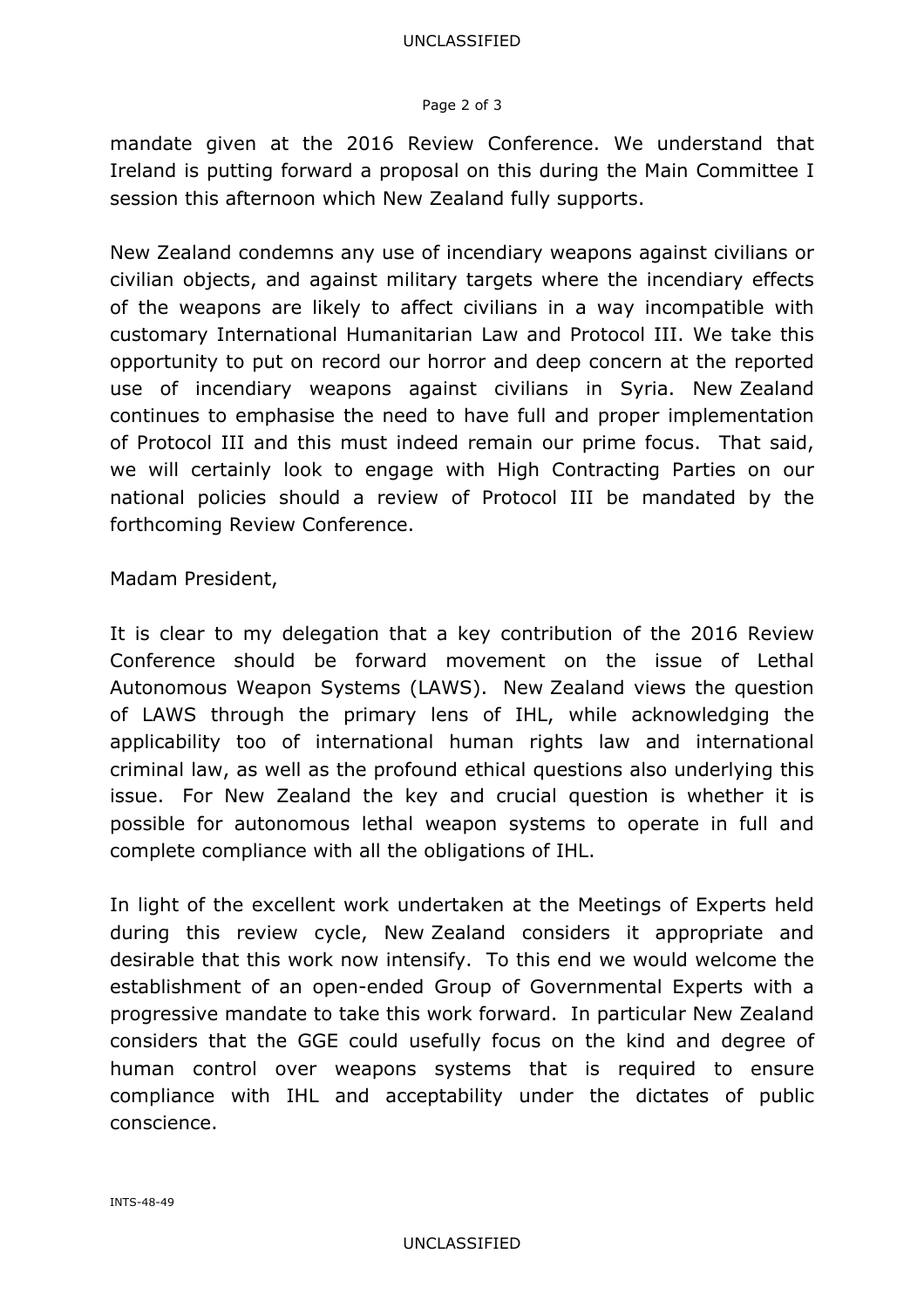mandate given at the 2016 Review Conference. We understand that Ireland is putting forward a proposal on this during the Main Committee I session this afternoon which New Zealand fully supports.

New Zealand condemns any use of incendiary weapons against civilians or civilian objects, and against military targets where the incendiary effects of the weapons are likely to affect civilians in a way incompatible with customary International Humanitarian Law and Protocol III. We take this opportunity to put on record our horror and deep concern at the reported use of incendiary weapons against civilians in Syria. New Zealand continues to emphasise the need to have full and proper implementation of Protocol III and this must indeed remain our prime focus. That said, we will certainly look to engage with High Contracting Parties on our national policies should a review of Protocol III be mandated by the forthcoming Review Conference.

Madam President,

It is clear to my delegation that a key contribution of the 2016 Review Conference should be forward movement on the issue of Lethal Autonomous Weapon Systems (LAWS). New Zealand views the question of LAWS through the primary lens of IHL, while acknowledging the applicability too of international human rights law and international criminal law, as well as the profound ethical questions also underlying this issue. For New Zealand the key and crucial question is whether it is possible for autonomous lethal weapon systems to operate in full and complete compliance with all the obligations of IHL.

In light of the excellent work undertaken at the Meetings of Experts held during this review cycle, New Zealand considers it appropriate and desirable that this work now intensify. To this end we would welcome the establishment of an open-ended Group of Governmental Experts with a progressive mandate to take this work forward. In particular New Zealand considers that the GGE could usefully focus on the kind and degree of human control over weapons systems that is required to ensure compliance with IHL and acceptability under the dictates of public conscience.

INTS-48-49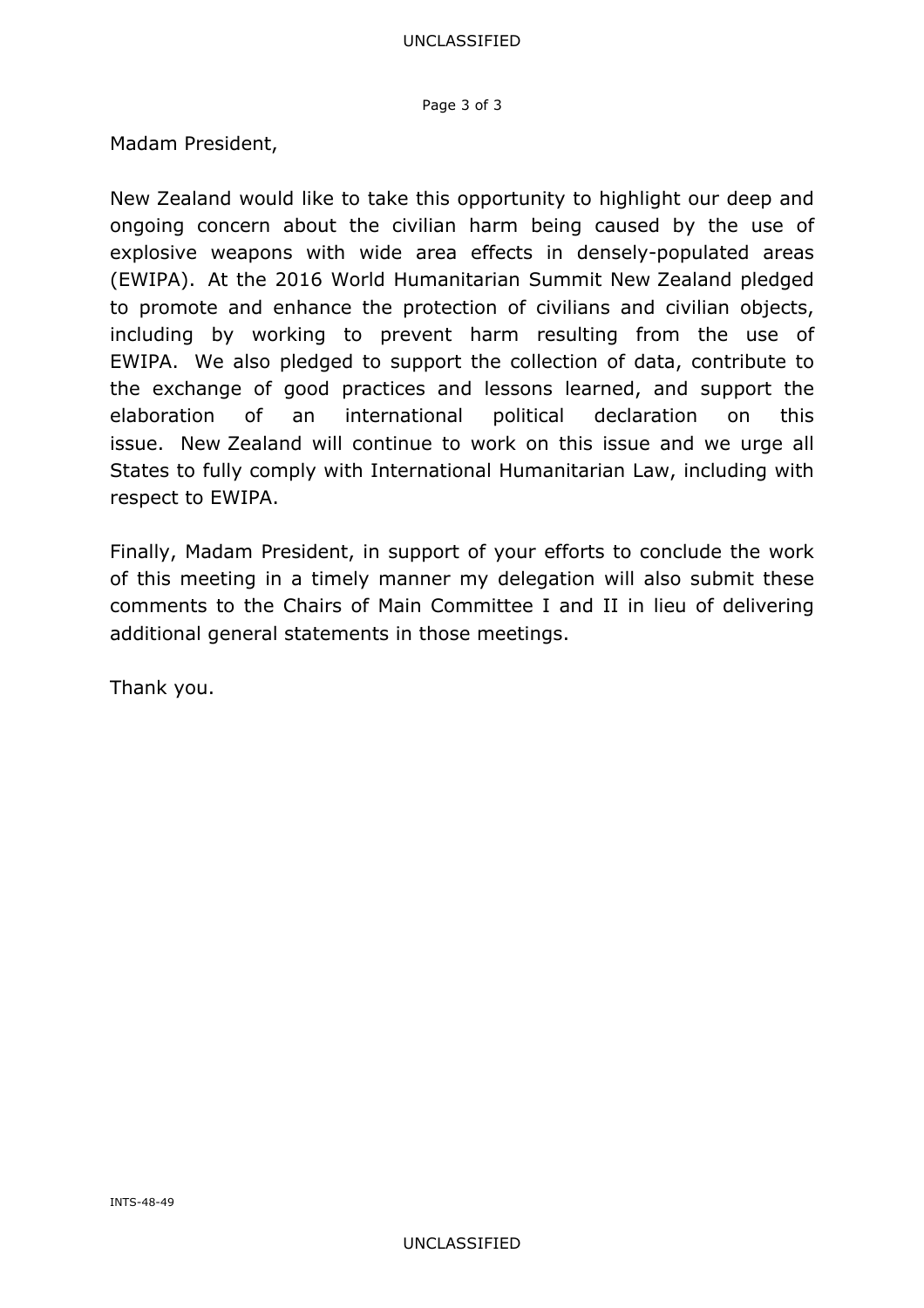Madam President,

New Zealand would like to take this opportunity to highlight our deep and ongoing concern about the civilian harm being caused by the use of explosive weapons with wide area effects in densely-populated areas (EWIPA). At the 2016 World Humanitarian Summit New Zealand pledged to promote and enhance the protection of civilians and civilian objects, including by working to prevent harm resulting from the use of EWIPA. We also pledged to support the collection of data, contribute to the exchange of good practices and lessons learned, and support the elaboration of an international political declaration on this issue. New Zealand will continue to work on this issue and we urge all States to fully comply with International Humanitarian Law, including with respect to EWIPA.

Finally, Madam President, in support of your efforts to conclude the work of this meeting in a timely manner my delegation will also submit these comments to the Chairs of Main Committee I and II in lieu of delivering additional general statements in those meetings.

Thank you.